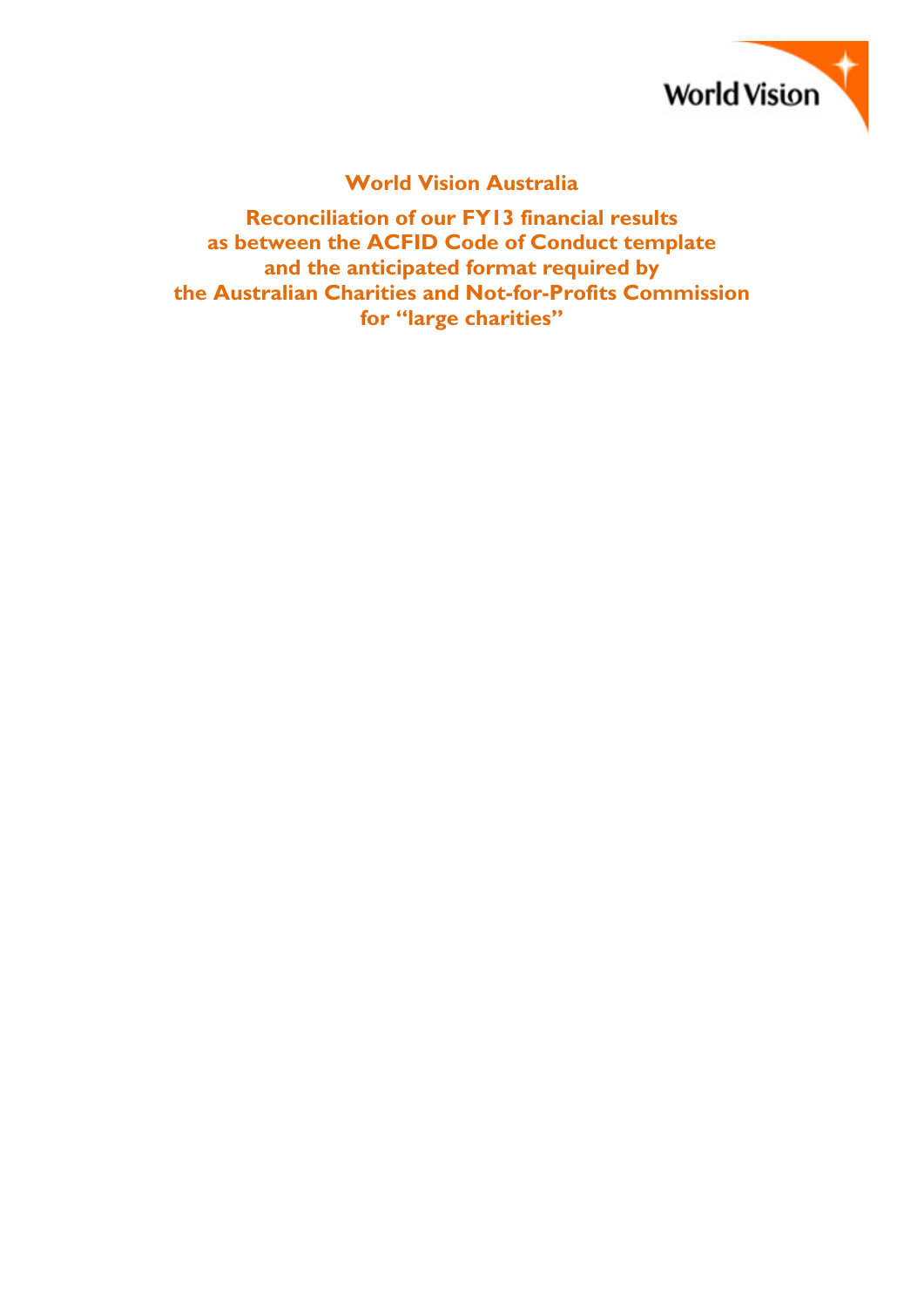# World Vision Australia

## Reconciliation of our FY13 financial results as between the ACFID Code of Conduct template and the anticipated format required by the Australian Charities and Not-for-Profits Commission for "large charities"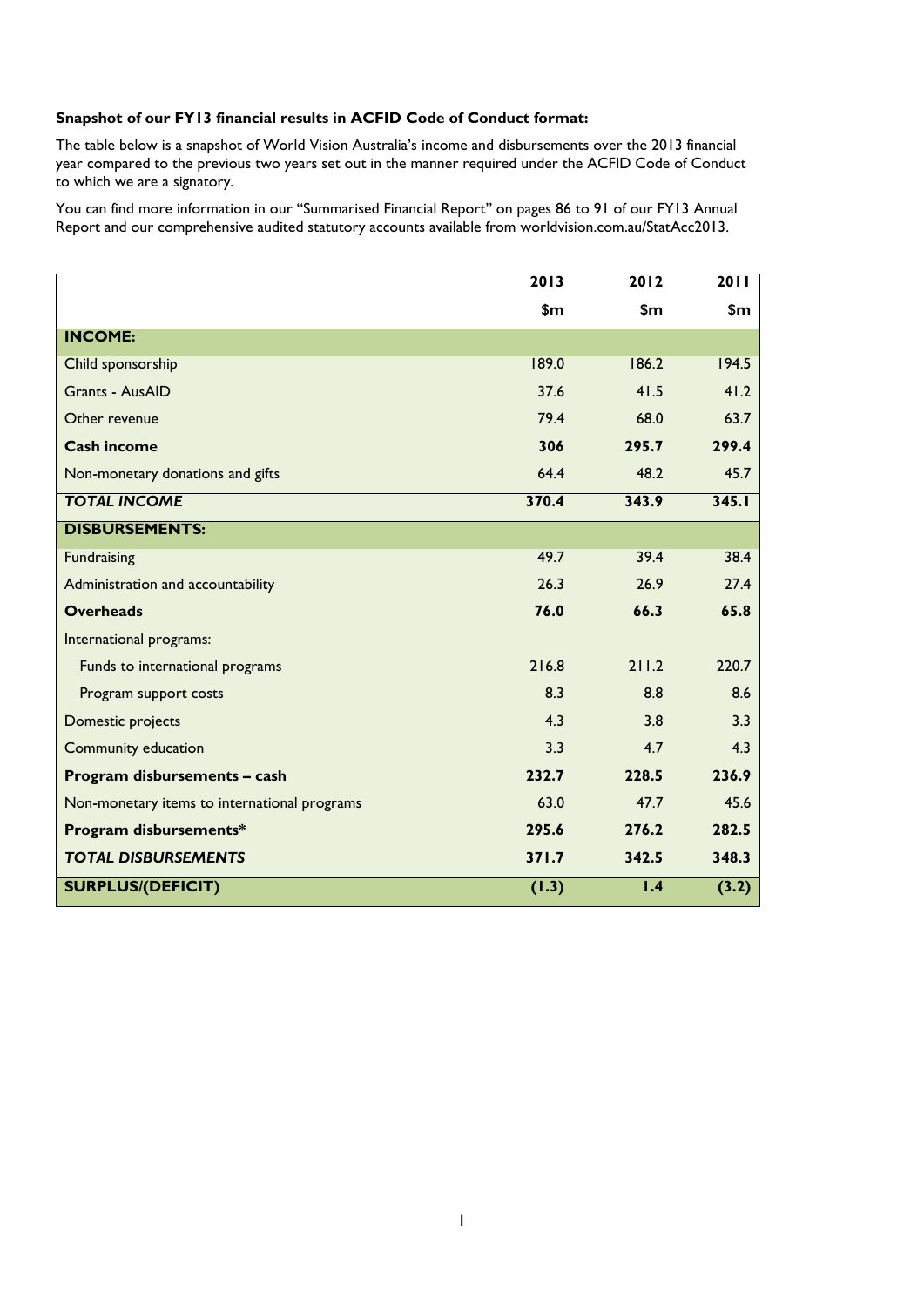**Snapshot of our FY13 financial results in ACFID Code of Conduct format:**

The table below is a snapshot of World Vision Australia's income and disbursements over the 2013 financial year compared to the previous two years set out in the manner required under the ACFID Code of Conduct to which we are a signatory.

You can find more information in our "Summarised Financial Report" on pages 86 to 91 of our FY13 Annual Report and our comprehensive audited statutory accounts available from worldvision.com.au/StatAcc2013.

| | 2013 | 2012 | 2011 |
|---|---|---|---|
| | $m | $m | $m |
| **INCOME:** | | | |
| Child sponsorship | 189.0 | 186.2 | 194.5 |
| Grants - AusAID | 37.6 | 41.5 | 41.2 |
| Other revenue | 79.4 | 68.0 | 63.7 |
| **Cash income** | **306** | **295.7** | **299.4** |
| Non-monetary donations and gifts | 64.4 | 48.2 | 45.7 |
| ***TOTAL INCOME*** | **370.4** | **343.9** | **345.1** |
| **DISBURSEMENTS:** | | | |
| Fundraising | 49.7 | 39.4 | 38.4 |
| Administration and accountability | 26.3 | 26.9 | 27.4 |
| **Overheads** | **76.0** | **66.3** | **65.8** |
| International programs: | | | |
| Funds to international programs | 216.8 | 211.2 | 220.7 |
| Program support costs | 8.3 | 8.8 | 8.6 |
| Domestic projects | 4.3 | 3.8 | 3.3 |
| Community education | 3.3 | 4.7 | 4.3 |
| **Program disbursements – cash** | **232.7** | **228.5** | **236.9** |
| Non-monetary items to international programs | 63.0 | 47.7 | 45.6 |
| **Program disbursements*** | **295.6** | **276.2** | **282.5** |
| ***TOTAL DISBURSEMENTS*** | **371.7** | **342.5** | **348.3** |
| **SURPLUS/(DEFICIT)** | **(1.3)** | **1.4** | **(3.2)** |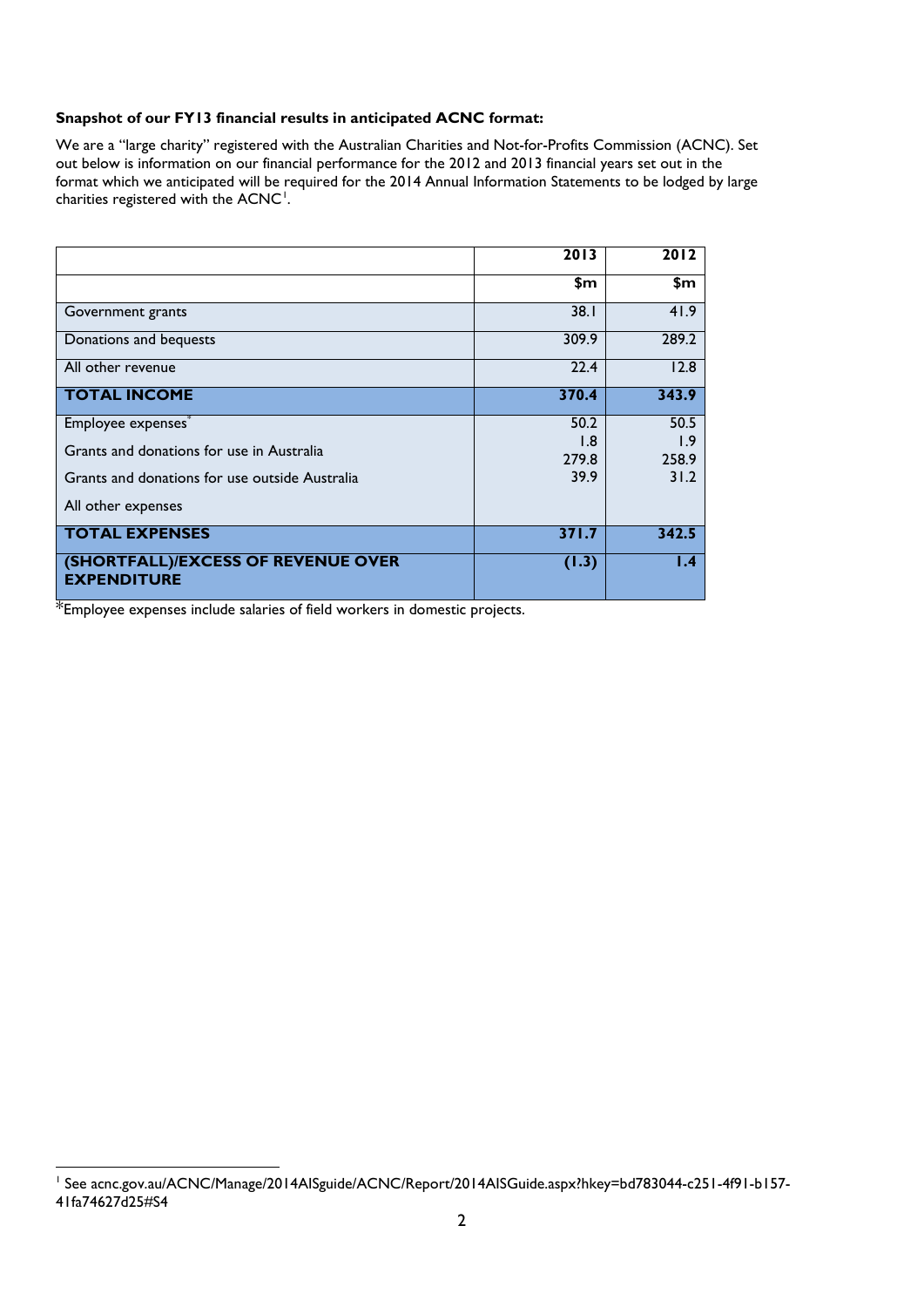**Snapshot of our FY13 financial results in anticipated ACNC format:**

We are a "large charity" registered with the Australian Charities and Not-for-Profits Commission (ACNC). Set out below is information on our financial performance for the 2012 and 2013 financial years set out in the format which we anticipated will be required for the 2014 Annual Information Statements to be lodged by large charities registered with the ACNC[1].

| | 2013 | 2012 |
|---|---|---|
| | $m | $m |
| Government grants | 38.1 | 41.9 |
| Donations and bequests | 309.9 | 289.2 |
| All other revenue | 22.4 | 12.8 |
| **TOTAL INCOME** | **370.4** | **343.9** |
| Employee expenses* | 50.2 | 50.5 |
| Grants and donations for use in Australia | 1.8 | 1.9 |
| Grants and donations for use outside Australia | 279.8 | 258.9 |
| All other expenses | 39.9 | 31.2 |
| **TOTAL EXPENSES** | **371.7** | **342.5** |
| **(SHORTFALL)/EXCESS OF REVENUE OVER EXPENDITURE** | **(1.3)** | **1.4** |

*Employee expenses include salaries of field workers in domestic projects.

[1] See acnc.gov.au/ACNC/Manage/2014AISguide/ACNC/Report/2014AISGuide.aspx?hkey=bd783044-c251-4f91-b157-41fa74627d25#S4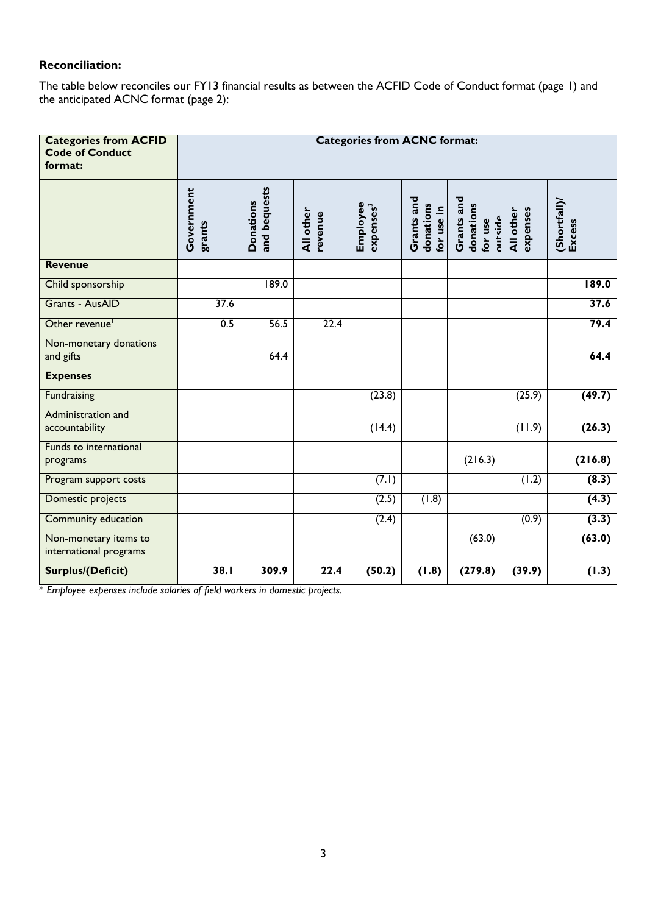**Reconciliation:**

The table below reconciles our FY13 financial results as between the ACFID Code of Conduct format (page 1) and the anticipated ACNC format (page 2):

| Categories from ACFID Code of Conduct format: | Categories from ACNC format: | | | | | | | |
|---|---|---|---|---|---|---|---|---|
| | Government grants | Donations and bequests | All other revenue | Employee expenses[3] | Grants and donations for use in | Grants and donations for use outside | All other expenses | (Shortfall)/ Excess |
| **Revenue** | | | | | | | | |
| Child sponsorship | | 189.0 | | | | | | **189.0** |
| Grants - AusAID | 37.6 | | | | | | | **37.6** |
| Other revenue[1] | 0.5 | 56.5 | 22.4 | | | | | **79.4** |
| Non-monetary donations and gifts | | 64.4 | | | | | | **64.4** |
| **Expenses** | | | | | | | | |
| Fundraising | | | | (23.8) | | | (25.9) | **(49.7)** |
| Administration and accountability | | | | (14.4) | | | (11.9) | **(26.3)** |
| Funds to international programs | | | | | | (216.3) | | **(216.8)** |
| Program support costs | | | | (7.1) | | | (1.2) | **(8.3)** |
| Domestic projects | | | | (2.5) | (1.8) | | | **(4.3)** |
| Community education | | | | (2.4) | | | (0.9) | **(3.3)** |
| Non-monetary items to international programs | | | | | | (63.0) | | **(63.0)** |
| **Surplus/(Deficit)** | **38.1** | **309.9** | **22.4** | **(50.2)** | **(1.8)** | **(279.8)** | **(39.9)** | **(1.3)** |

*\* Employee expenses include salaries of field workers in domestic projects.*